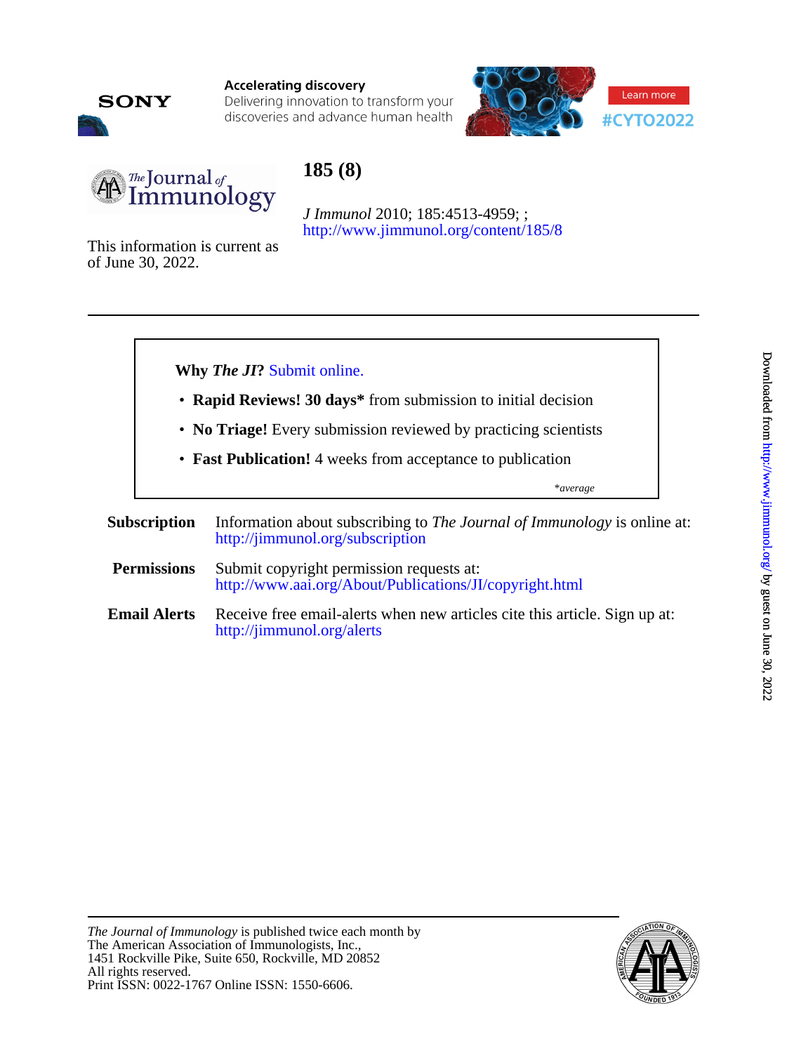Accelerating discovery

Delivering innovation to transform your discoveries and advance human health

Learn more

#CYTO2022

# 185 (8)

*J Immunol* 2010; 185:4513-4959; ;

http://www.jimmunol.org/content/185/8

This information is current as of June 30, 2022.

**Why *The JI*?** Submit online.

- **Rapid Reviews! 30 days*** from submission to initial decision
- **No Triage!** Every submission reviewed by practicing scientists
- **Fast Publication!** 4 weeks from acceptance to publication

*\*average*

**Subscription** Information about subscribing to *The Journal of Immunology* is online at: http://jimmunol.org/subscription

**Permissions** Submit copyright permission requests at: http://www.aai.org/About/Publications/JI/copyright.html

**Email Alerts** Receive free email-alerts when new articles cite this article. Sign up at: http://jimmunol.org/alerts

*The Journal of Immunology* is published twice each month by
The American Association of Immunologists, Inc.,
1451 Rockville Pike, Suite 650, Rockville, MD 20852
All rights reserved.
Print ISSN: 0022-1767 Online ISSN: 1550-6606.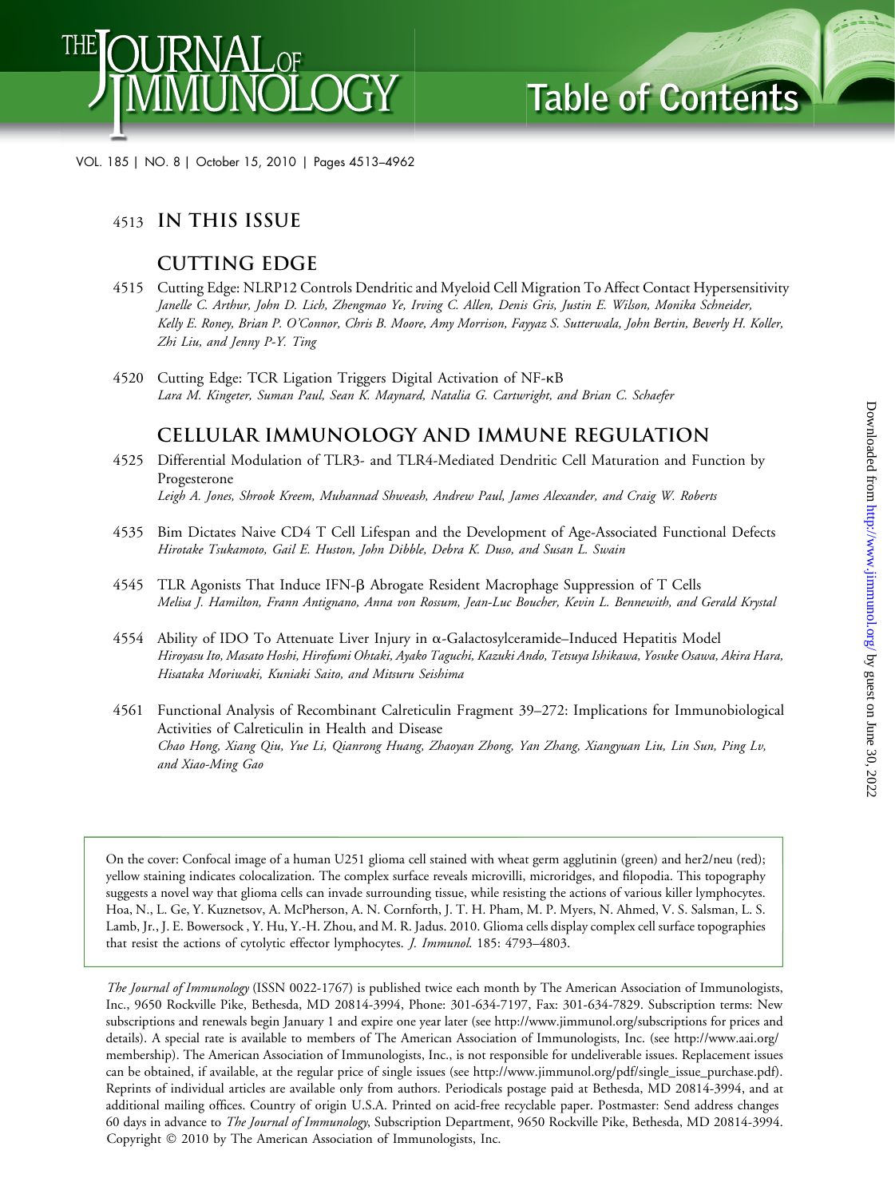# Table of Contents

VOL. 185 | NO. 8 | October 15, 2010 | Pages 4513–4962

## 4513 IN THIS ISSUE

## CUTTING EDGE

4515 Cutting Edge: NLRP12 Controls Dendritic and Myeloid Cell Migration To Affect Contact Hypersensitivity
*Janelle C. Arthur, John D. Lich, Zhengmao Ye, Irving C. Allen, Denis Gris, Justin E. Wilson, Monika Schneider, Kelly E. Roney, Brian P. O'Connor, Chris B. Moore, Amy Morrison, Fayyaz S. Sutterwala, John Bertin, Beverly H. Koller, Zhi Liu, and Jenny P-Y. Ting*

4520 Cutting Edge: TCR Ligation Triggers Digital Activation of NF-κB
*Lara M. Kingeter, Suman Paul, Sean K. Maynard, Natalia G. Cartwright, and Brian C. Schaefer*

## CELLULAR IMMUNOLOGY AND IMMUNE REGULATION

4525 Differential Modulation of TLR3- and TLR4-Mediated Dendritic Cell Maturation and Function by Progesterone
*Leigh A. Jones, Shrook Kreem, Muhannad Shweash, Andrew Paul, James Alexander, and Craig W. Roberts*

4535 Bim Dictates Naive CD4 T Cell Lifespan and the Development of Age-Associated Functional Defects
*Hirotake Tsukamoto, Gail E. Huston, John Dibble, Debra K. Duso, and Susan L. Swain*

4545 TLR Agonists That Induce IFN-β Abrogate Resident Macrophage Suppression of T Cells
*Melisa J. Hamilton, Frann Antignano, Anna von Rossum, Jean-Luc Boucher, Kevin L. Bennewith, and Gerald Krystal*

4554 Ability of IDO To Attenuate Liver Injury in α-Galactosylceramide–Induced Hepatitis Model
*Hiroyasu Ito, Masato Hoshi, Hirofumi Ohtaki, Ayako Taguchi, Kazuki Ando, Tetsuya Ishikawa, Yosuke Osawa, Akira Hara, Hisataka Moriwaki, Kuniaki Saito, and Mitsuru Seishima*

4561 Functional Analysis of Recombinant Calreticulin Fragment 39–272: Implications for Immunobiological Activities of Calreticulin in Health and Disease
*Chao Hong, Xiang Qiu, Yue Li, Qianrong Huang, Zhaoyan Zhong, Yan Zhang, Xiangyuan Liu, Lin Sun, Ping Lv, and Xiao-Ming Gao*

On the cover: Confocal image of a human U251 glioma cell stained with wheat germ agglutinin (green) and her2/neu (red); yellow staining indicates colocalization. The complex surface reveals microvilli, microridges, and filopodia. This topography suggests a novel way that glioma cells can invade surrounding tissue, while resisting the actions of various killer lymphocytes. Hoa, N., L. Ge, Y. Kuznetsov, A. McPherson, A. N. Cornforth, J. T. H. Pham, M. P. Myers, N. Ahmed, V. S. Salsman, L. S. Lamb, Jr., J. E. Bowersock , Y. Hu, Y.-H. Zhou, and M. R. Jadus. 2010. Glioma cells display complex cell surface topographies that resist the actions of cytolytic effector lymphocytes. *J. Immunol.* 185: 4793–4803.

*The Journal of Immunology* (ISSN 0022-1767) is published twice each month by The American Association of Immunologists, Inc., 9650 Rockville Pike, Bethesda, MD 20814-3994, Phone: 301-634-7197, Fax: 301-634-7829. Subscription terms: New subscriptions and renewals begin January 1 and expire one year later (see http://www.jimmunol.org/subscriptions for prices and details). A special rate is available to members of The American Association of Immunologists, Inc. (see http://www.aai.org/membership). The American Association of Immunologists, Inc., is not responsible for undeliverable issues. Replacement issues can be obtained, if available, at the regular price of single issues (see http://www.jimmunol.org/pdf/single_issue_purchase.pdf). Reprints of individual articles are available only from authors. Periodicals postage paid at Bethesda, MD 20814-3994, and at additional mailing offices. Country of origin U.S.A. Printed on acid-free recyclable paper. Postmaster: Send address changes 60 days in advance to *The Journal of Immunology*, Subscription Department, 9650 Rockville Pike, Bethesda, MD 20814-3994. Copyright © 2010 by The American Association of Immunologists, Inc.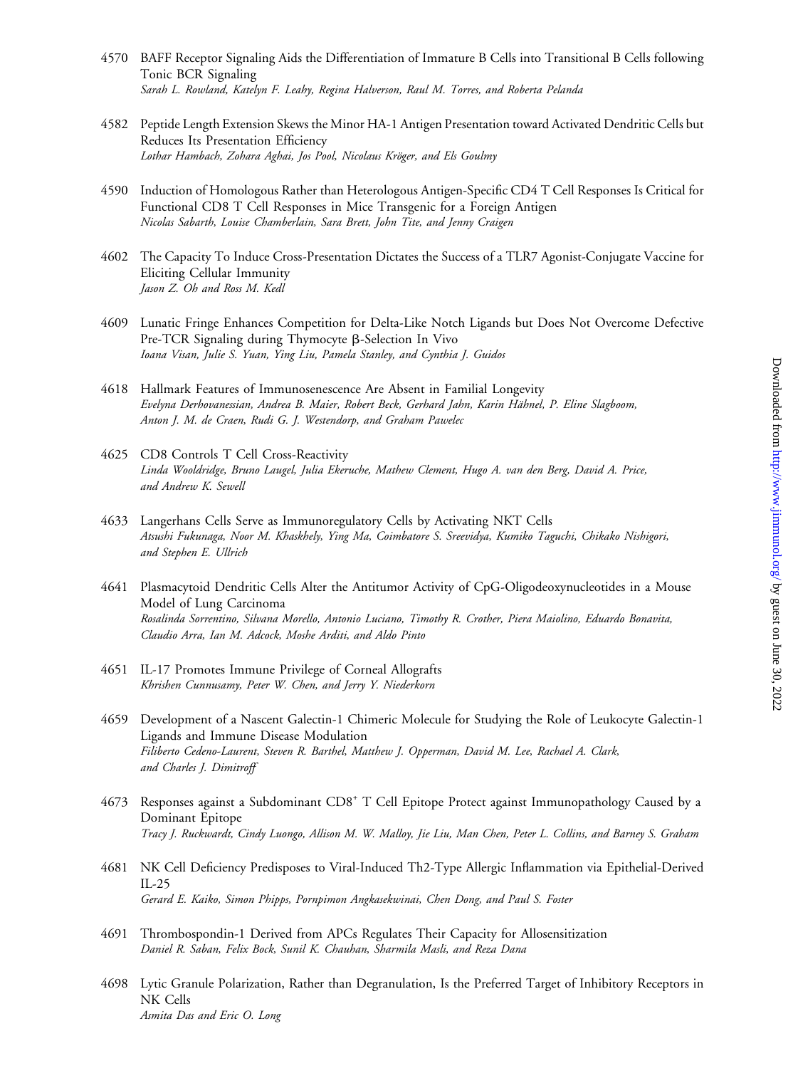4570 BAFF Receptor Signaling Aids the Differentiation of Immature B Cells into Transitional B Cells following Tonic BCR Signaling
*Sarah L. Rowland, Katelyn F. Leahy, Regina Halverson, Raul M. Torres, and Roberta Pelanda*

4582 Peptide Length Extension Skews the Minor HA-1 Antigen Presentation toward Activated Dendritic Cells but Reduces Its Presentation Efficiency
*Lothar Hambach, Zohara Aghai, Jos Pool, Nicolaus Kröger, and Els Goulmy*

4590 Induction of Homologous Rather than Heterologous Antigen-Specific CD4 T Cell Responses Is Critical for Functional CD8 T Cell Responses in Mice Transgenic for a Foreign Antigen
*Nicolas Sabarth, Louise Chamberlain, Sara Brett, John Tite, and Jenny Craigen*

4602 The Capacity To Induce Cross-Presentation Dictates the Success of a TLR7 Agonist-Conjugate Vaccine for Eliciting Cellular Immunity
*Jason Z. Oh and Ross M. Kedl*

4609 Lunatic Fringe Enhances Competition for Delta-Like Notch Ligands but Does Not Overcome Defective Pre-TCR Signaling during Thymocyte β-Selection In Vivo
*Ioana Visan, Julie S. Yuan, Ying Liu, Pamela Stanley, and Cynthia J. Guidos*

4618 Hallmark Features of Immunosenescence Are Absent in Familial Longevity
*Evelyna Derhovanessian, Andrea B. Maier, Robert Beck, Gerhard Jahn, Karin Hähnel, P. Eline Slagboom, Anton J. M. de Craen, Rudi G. J. Westendorp, and Graham Pawelec*

4625 CD8 Controls T Cell Cross-Reactivity
*Linda Wooldridge, Bruno Laugel, Julia Ekeruche, Mathew Clement, Hugo A. van den Berg, David A. Price, and Andrew K. Sewell*

4633 Langerhans Cells Serve as Immunoregulatory Cells by Activating NKT Cells
*Atsushi Fukunaga, Noor M. Khaskhely, Ying Ma, Coimbatore S. Sreevidya, Kumiko Taguchi, Chikako Nishigori, and Stephen E. Ullrich*

4641 Plasmacytoid Dendritic Cells Alter the Antitumor Activity of CpG-Oligodeoxynucleotides in a Mouse Model of Lung Carcinoma
*Rosalinda Sorrentino, Silvana Morello, Antonio Luciano, Timothy R. Crother, Piera Maiolino, Eduardo Bonavita, Claudio Arra, Ian M. Adcock, Moshe Arditi, and Aldo Pinto*

4651 IL-17 Promotes Immune Privilege of Corneal Allografts
*Khrishen Cunnusamy, Peter W. Chen, and Jerry Y. Niederkorn*

4659 Development of a Nascent Galectin-1 Chimeric Molecule for Studying the Role of Leukocyte Galectin-1 Ligands and Immune Disease Modulation
*Filiberto Cedeno-Laurent, Steven R. Barthel, Matthew J. Opperman, David M. Lee, Rachael A. Clark, and Charles J. Dimitroff*

4673 Responses against a Subdominant $CD8^+$ T Cell Epitope Protect against Immunopathology Caused by a Dominant Epitope
*Tracy J. Ruckwardt, Cindy Luongo, Allison M. W. Malloy, Jie Liu, Man Chen, Peter L. Collins, and Barney S. Graham*

4681 NK Cell Deficiency Predisposes to Viral-Induced Th2-Type Allergic Inflammation via Epithelial-Derived IL-25
*Gerard E. Kaiko, Simon Phipps, Pornpimon Angkasekwinai, Chen Dong, and Paul S. Foster*

4691 Thrombospondin-1 Derived from APCs Regulates Their Capacity for Allosensitization
*Daniel R. Saban, Felix Bock, Sunil K. Chauhan, Sharmila Masli, and Reza Dana*

4698 Lytic Granule Polarization, Rather than Degranulation, Is the Preferred Target of Inhibitory Receptors in NK Cells
*Asmita Das and Eric O. Long*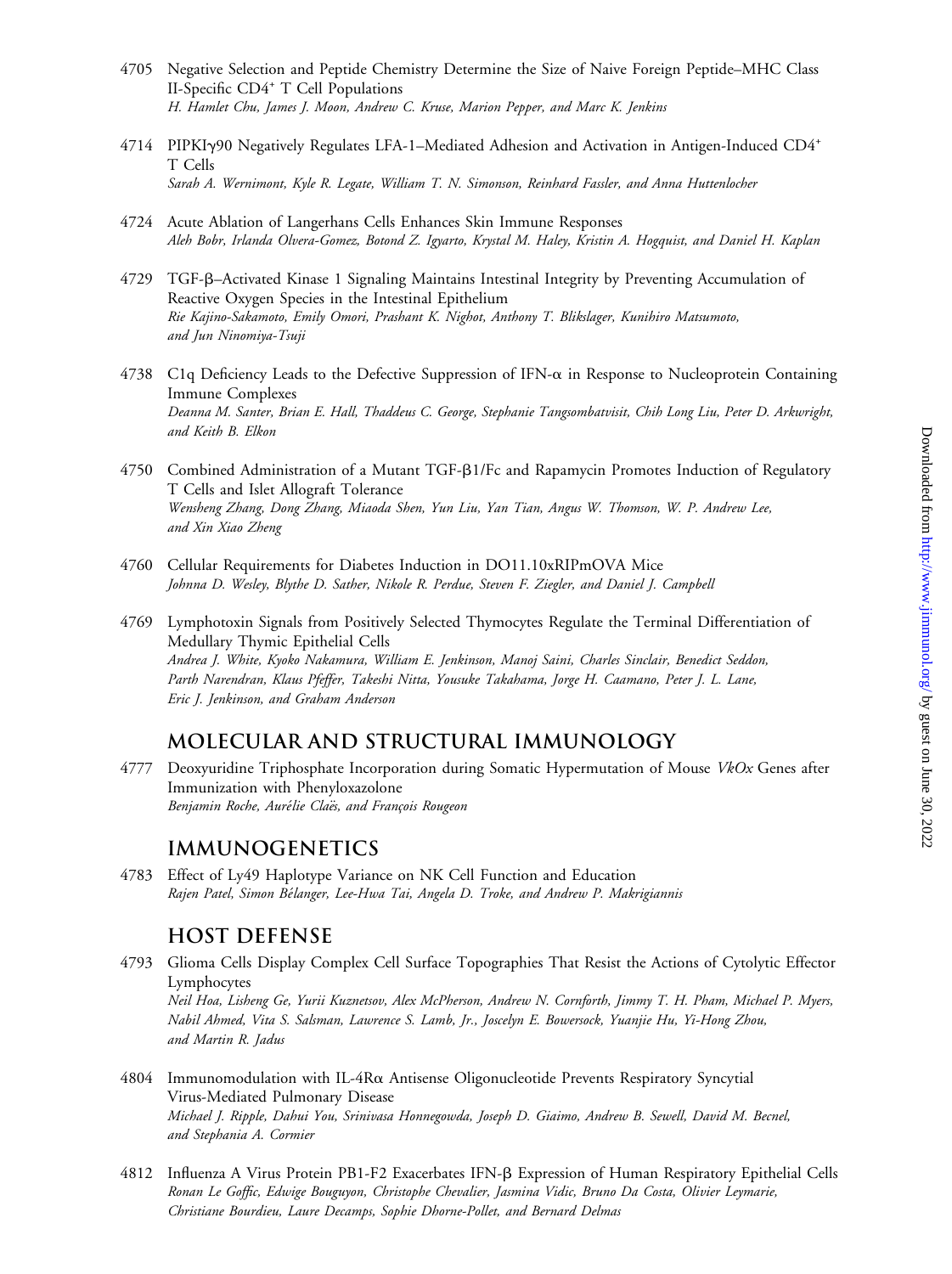4705 Negative Selection and Peptide Chemistry Determine the Size of Naive Foreign Peptide–MHC Class II-Specific $CD4^+$ T Cell Populations
*H. Hamlet Chu, James J. Moon, Andrew C. Kruse, Marion Pepper, and Marc K. Jenkins*

4714 PIPKIγ90 Negatively Regulates LFA-1–Mediated Adhesion and Activation in Antigen-Induced $CD4^+$ T Cells
*Sarah A. Wernimont, Kyle R. Legate, William T. N. Simonson, Reinhard Fassler, and Anna Huttenlocher*

4724 Acute Ablation of Langerhans Cells Enhances Skin Immune Responses
*Aleh Bobr, Irlanda Olvera-Gomez, Botond Z. Igyarto, Krystal M. Haley, Kristin A. Hogquist, and Daniel H. Kaplan*

4729 TGF-β–Activated Kinase 1 Signaling Maintains Intestinal Integrity by Preventing Accumulation of Reactive Oxygen Species in the Intestinal Epithelium
*Rie Kajino-Sakamoto, Emily Omori, Prashant K. Nighot, Anthony T. Blikslager, Kunihiro Matsumoto, and Jun Ninomiya-Tsuji*

4738 C1q Deficiency Leads to the Defective Suppression of IFN-α in Response to Nucleoprotein Containing Immune Complexes
*Deanna M. Santer, Brian E. Hall, Thaddeus C. George, Stephanie Tangsombatvisit, Chih Long Liu, Peter D. Arkwright, and Keith B. Elkon*

4750 Combined Administration of a Mutant TGF-β1/Fc and Rapamycin Promotes Induction of Regulatory T Cells and Islet Allograft Tolerance
*Wensheng Zhang, Dong Zhang, Miaoda Shen, Yun Liu, Yan Tian, Angus W. Thomson, W. P. Andrew Lee, and Xin Xiao Zheng*

4760 Cellular Requirements for Diabetes Induction in DO11.10xRIPmOVA Mice
*Johnna D. Wesley, Blythe D. Sather, Nikole R. Perdue, Steven F. Ziegler, and Daniel J. Campbell*

4769 Lymphotoxin Signals from Positively Selected Thymocytes Regulate the Terminal Differentiation of Medullary Thymic Epithelial Cells
*Andrea J. White, Kyoko Nakamura, William E. Jenkinson, Manoj Saini, Charles Sinclair, Benedict Seddon, Parth Narendran, Klaus Pfeffer, Takeshi Nitta, Yousuke Takahama, Jorge H. Caamano, Peter J. L. Lane, Eric J. Jenkinson, and Graham Anderson*

## MOLECULAR AND STRUCTURAL IMMUNOLOGY

4777 Deoxyuridine Triphosphate Incorporation during Somatic Hypermutation of Mouse *VkOx* Genes after Immunization with Phenyloxazolone
*Benjamin Roche, Aurélie Claës, and François Rougeon*

## IMMUNOGENETICS

4783 Effect of Ly49 Haplotype Variance on NK Cell Function and Education
*Rajen Patel, Simon Bélanger, Lee-Hwa Tai, Angela D. Troke, and Andrew P. Makrigiannis*

## HOST DEFENSE

4793 Glioma Cells Display Complex Cell Surface Topographies That Resist the Actions of Cytolytic Effector Lymphocytes
*Neil Hoa, Lisheng Ge, Yurii Kuznetsov, Alex McPherson, Andrew N. Cornforth, Jimmy T. H. Pham, Michael P. Myers, Nabil Ahmed, Vita S. Salsman, Lawrence S. Lamb, Jr., Joscelyn E. Bowersock, Yuanjie Hu, Yi-Hong Zhou, and Martin R. Jadus*

4804 Immunomodulation with IL-4Rα Antisense Oligonucleotide Prevents Respiratory Syncytial Virus-Mediated Pulmonary Disease
*Michael J. Ripple, Dahui You, Srinivasa Honnegowda, Joseph D. Giaimo, Andrew B. Sewell, David M. Becnel, and Stephania A. Cormier*

4812 Influenza A Virus Protein PB1-F2 Exacerbates IFN-β Expression of Human Respiratory Epithelial Cells
*Ronan Le Goffic, Edwige Bouguyon, Christophe Chevalier, Jasmina Vidic, Bruno Da Costa, Olivier Leymarie, Christiane Bourdieu, Laure Decamps, Sophie Dhorne-Pollet, and Bernard Delmas*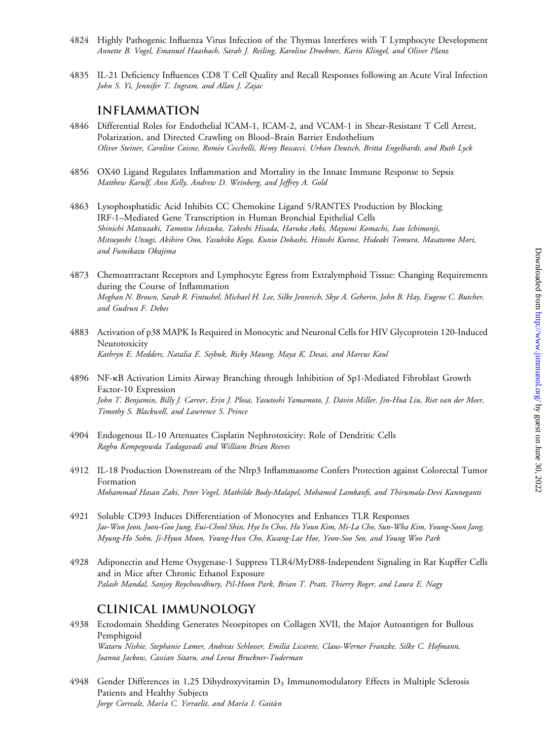4824 Highly Pathogenic Influenza Virus Infection of the Thymus Interferes with T Lymphocyte Development
*Annette B. Vogel, Emanuel Haasbach, Sarah J. Reiling, Karoline Droebner, Karin Klingel, and Oliver Planz*

4835 IL-21 Deficiency Influences CD8 T Cell Quality and Recall Responses following an Acute Viral Infection
*John S. Yi, Jennifer T. Ingram, and Allan J. Zajac*

## INFLAMMATION

4846 Differential Roles for Endothelial ICAM-1, ICAM-2, and VCAM-1 in Shear-Resistant T Cell Arrest, Polarization, and Directed Crawling on Blood–Brain Barrier Endothelium
*Oliver Steiner, Caroline Coisne, Roméo Cecchelli, Rémy Boscacci, Urban Deutsch, Britta Engelhardt, and Ruth Lyck*

4856 OX40 Ligand Regulates Inflammation and Mortality in the Innate Immune Response to Sepsis
*Matthew Karulf, Ann Kelly, Andrew D. Weinberg, and Jeffrey A. Gold*

4863 Lysophosphatidic Acid Inhibits CC Chemokine Ligand 5/RANTES Production by Blocking IRF-1–Mediated Gene Transcription in Human Bronchial Epithelial Cells
*Shinichi Matsuzaki, Tamotsu Ishizuka, Takeshi Hisada, Haruka Aoki, Mayumi Komachi, Isao Ichimonji, Mitsuyoshi Utsugi, Akihiro Ono, Yasuhiko Koga, Kunio Dobashi, Hitoshi Kurose, Hideaki Tomura, Masatomo Mori, and Fumikazu Okajima*

4873 Chemoattractant Receptors and Lymphocyte Egress from Extralymphoid Tissue: Changing Requirements during the Course of Inflammation
*Meghan N. Brown, Sarah R. Fintushel, Michael H. Lee, Silke Jennrich, Skye A. Geherin, John B. Hay, Eugene C. Butcher, and Gudrun F. Debes*

4883 Activation of p38 MAPK Is Required in Monocytic and Neuronal Cells for HIV Glycoprotein 120-Induced Neurotoxicity
*Kathryn E. Medders, Natalia E. Sejbuk, Ricky Maung, Maya K. Desai, and Marcus Kaul*

4896 NF-κB Activation Limits Airway Branching through Inhibition of Sp1-Mediated Fibroblast Growth Factor-10 Expression
*John T. Benjamin, Billy J. Carver, Erin J. Plosa, Yasutoshi Yamamoto, J. Davin Miller, Jin-Hua Liu, Riet van der Meer, Timothy S. Blackwell, and Lawrence S. Prince*

4904 Endogenous IL-10 Attenuates Cisplatin Nephrotoxicity: Role of Dendritic Cells
*Raghu Kempegowda Tadagavadi and William Brian Reeves*

4912 IL-18 Production Downstream of the Nlrp3 Inflammasome Confers Protection against Colorectal Tumor Formation
*Mohammad Hasan Zaki, Peter Vogel, Mathilde Body-Malapel, Mohamed Lamkanfi, and Thirumala-Devi Kanneganti*

4921 Soluble CD93 Induces Differentiation of Monocytes and Enhances TLR Responses
*Jae-Won Jeon, Joon-Goo Jung, Eui-Cheol Shin, Hye In Choi, Ho Youn Kim, Mi-La Cho, Sun-Wha Kim, Young-Soon Jang, Myung-Ho Sohn, Ji-Hyun Moon, Young-Hun Cho, Kwang-Lae Hoe, Yeon-Soo Seo, and Young Woo Park*

4928 Adiponectin and Heme Oxygenase-1 Suppress TLR4/MyD88-Independent Signaling in Rat Kupffer Cells and in Mice after Chronic Ethanol Exposure
*Palash Mandal, Sanjoy Roychowdhury, Pil-Hoon Park, Brian T. Pratt, Thierry Roger, and Laura E. Nagy*

## CLINICAL IMMUNOLOGY

4938 Ectodomain Shedding Generates Neoepitopes on Collagen XVII, the Major Autoantigen for Bullous Pemphigoid
*Wataru Nishie, Stephanie Lamer, Andreas Schlosser, Emilia Licarete, Claus-Werner Franzke, Silke C. Hofmann, Joanna Jackow, Cassian Sitaru, and Leena Bruckner-Tuderman*

4948 Gender Differences in 1,25 Dihydroxyvitamin $D_3$ Immunomodulatory Effects in Multiple Sclerosis Patients and Healthy Subjects
*Jorge Correale, María C. Ysrraelit, and María I. Gaitán*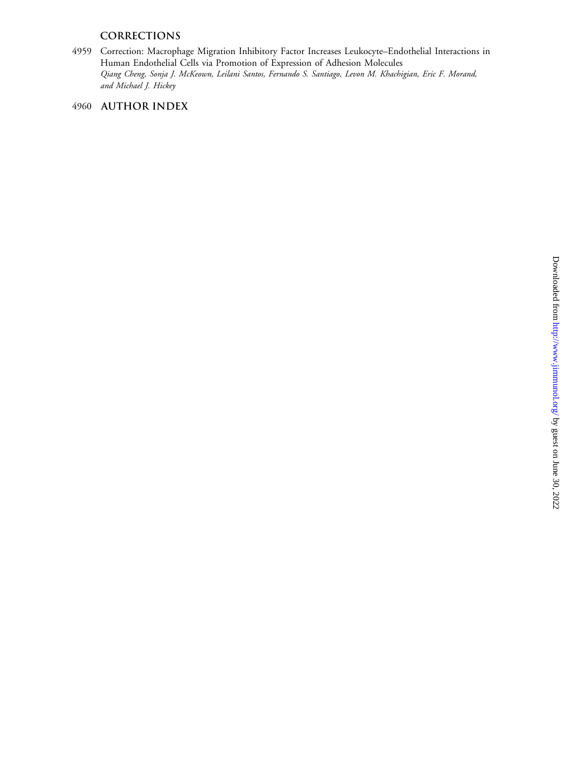## CORRECTIONS

4959 Correction: Macrophage Migration Inhibitory Factor Increases Leukocyte–Endothelial Interactions in Human Endothelial Cells via Promotion of Expression of Adhesion Molecules
*Qiang Cheng, Sonja J. McKeown, Leilani Santos, Fernando S. Santiago, Levon M. Khachigian, Eric F. Morand, and Michael J. Hickey*

4960 **AUTHOR INDEX**